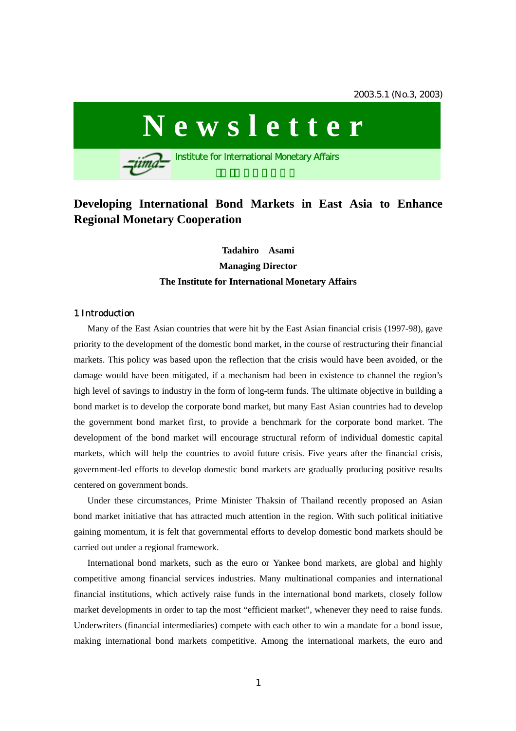2003.5.1 (No.3, 2003)

# Newsletter

Institute for International Monetary Affairs

## Developing International Bond Markets in East Asia to Enhance Regional Monetary Cooperation

**Tadahiro Asami**
**Managing Director**
**The Institute for International Monetary Affairs**

### 1 Introduction

Many of the East Asian countries that were hit by the East Asian financial crisis (1997-98), gave priority to the development of the domestic bond market, in the course of restructuring their financial markets. This policy was based upon the reflection that the crisis would have been avoided, or the damage would have been mitigated, if a mechanism had been in existence to channel the region's high level of savings to industry in the form of long-term funds. The ultimate objective in building a bond market is to develop the corporate bond market, but many East Asian countries had to develop the government bond market first, to provide a benchmark for the corporate bond market. The development of the bond market will encourage structural reform of individual domestic capital markets, which will help the countries to avoid future crisis. Five years after the financial crisis, government-led efforts to develop domestic bond markets are gradually producing positive results centered on government bonds.

Under these circumstances, Prime Minister Thaksin of Thailand recently proposed an Asian bond market initiative that has attracted much attention in the region. With such political initiative gaining momentum, it is felt that governmental efforts to develop domestic bond markets should be carried out under a regional framework.

International bond markets, such as the euro or Yankee bond markets, are global and highly competitive among financial services industries. Many multinational companies and international financial institutions, which actively raise funds in the international bond markets, closely follow market developments in order to tap the most "efficient market", whenever they need to raise funds. Underwriters (financial intermediaries) compete with each other to win a mandate for a bond issue, making international bond markets competitive. Among the international markets, the euro and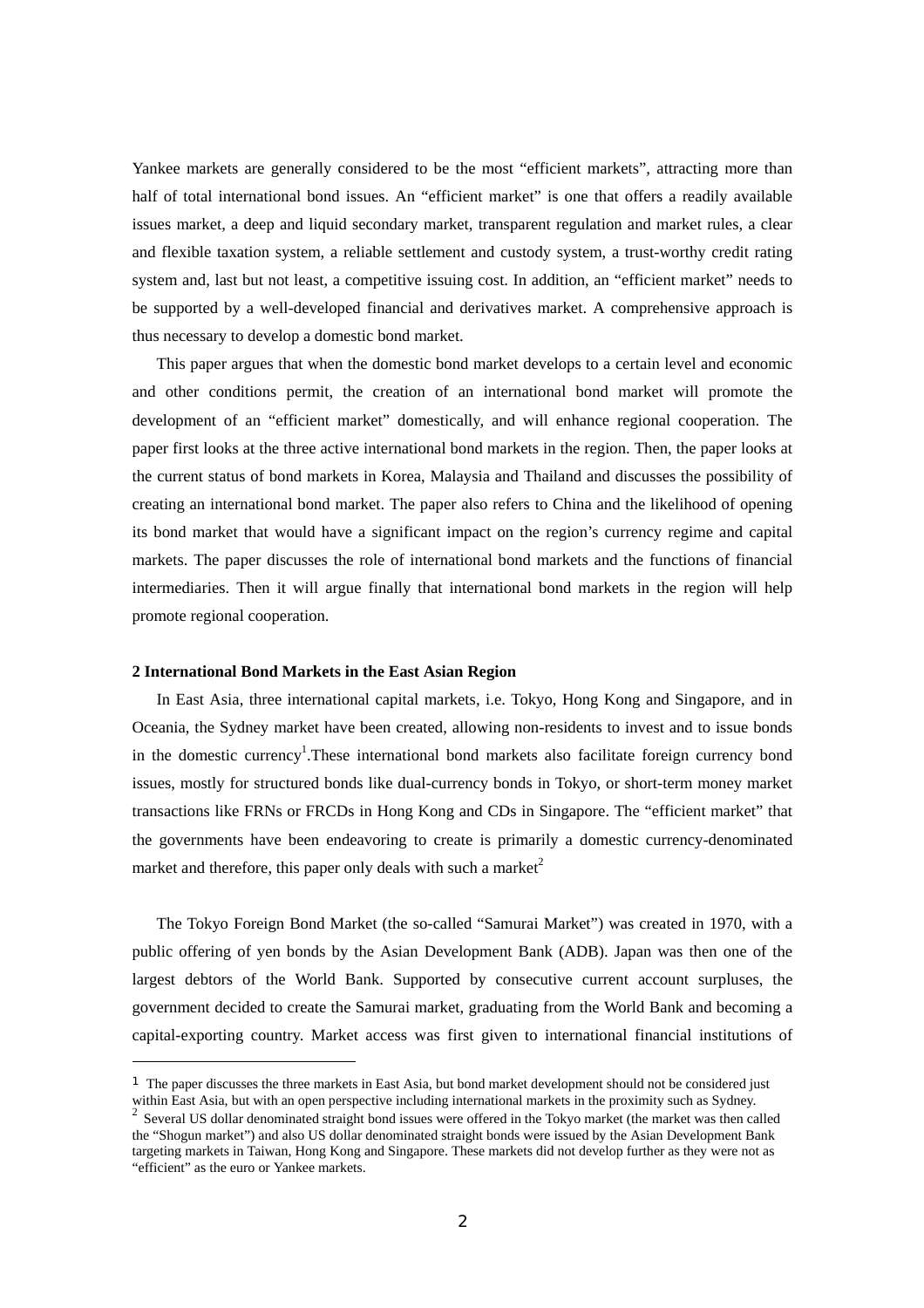Yankee markets are generally considered to be the most "efficient markets", attracting more than half of total international bond issues. An "efficient market" is one that offers a readily available issues market, a deep and liquid secondary market, transparent regulation and market rules, a clear and flexible taxation system, a reliable settlement and custody system, a trust-worthy credit rating system and, last but not least, a competitive issuing cost. In addition, an "efficient market" needs to be supported by a well-developed financial and derivatives market. A comprehensive approach is thus necessary to develop a domestic bond market.

This paper argues that when the domestic bond market develops to a certain level and economic and other conditions permit, the creation of an international bond market will promote the development of an "efficient market" domestically, and will enhance regional cooperation. The paper first looks at the three active international bond markets in the region. Then, the paper looks at the current status of bond markets in Korea, Malaysia and Thailand and discusses the possibility of creating an international bond market. The paper also refers to China and the likelihood of opening its bond market that would have a significant impact on the region's currency regime and capital markets. The paper discusses the role of international bond markets and the functions of financial intermediaries. Then it will argue finally that international bond markets in the region will help promote regional cooperation.

## 2 International Bond Markets in the East Asian Region

In East Asia, three international capital markets, i.e. Tokyo, Hong Kong and Singapore, and in Oceania, the Sydney market have been created, allowing non-residents to invest and to issue bonds in the domestic currency[1].These international bond markets also facilitate foreign currency bond issues, mostly for structured bonds like dual-currency bonds in Tokyo, or short-term money market transactions like FRNs or FRCDs in Hong Kong and CDs in Singapore. The "efficient market" that the governments have been endeavoring to create is primarily a domestic currency-denominated market and therefore, this paper only deals with such a market[2]

The Tokyo Foreign Bond Market (the so-called "Samurai Market") was created in 1970, with a public offering of yen bonds by the Asian Development Bank (ADB). Japan was then one of the largest debtors of the World Bank. Supported by consecutive current account surpluses, the government decided to create the Samurai market, graduating from the World Bank and becoming a capital-exporting country. Market access was first given to international financial institutions of

---

[1] The paper discusses the three markets in East Asia, but bond market development should not be considered just within East Asia, but with an open perspective including international markets in the proximity such as Sydney.

[2] Several US dollar denominated straight bond issues were offered in the Tokyo market (the market was then called the "Shogun market") and also US dollar denominated straight bonds were issued by the Asian Development Bank targeting markets in Taiwan, Hong Kong and Singapore. These markets did not develop further as they were not as "efficient" as the euro or Yankee markets.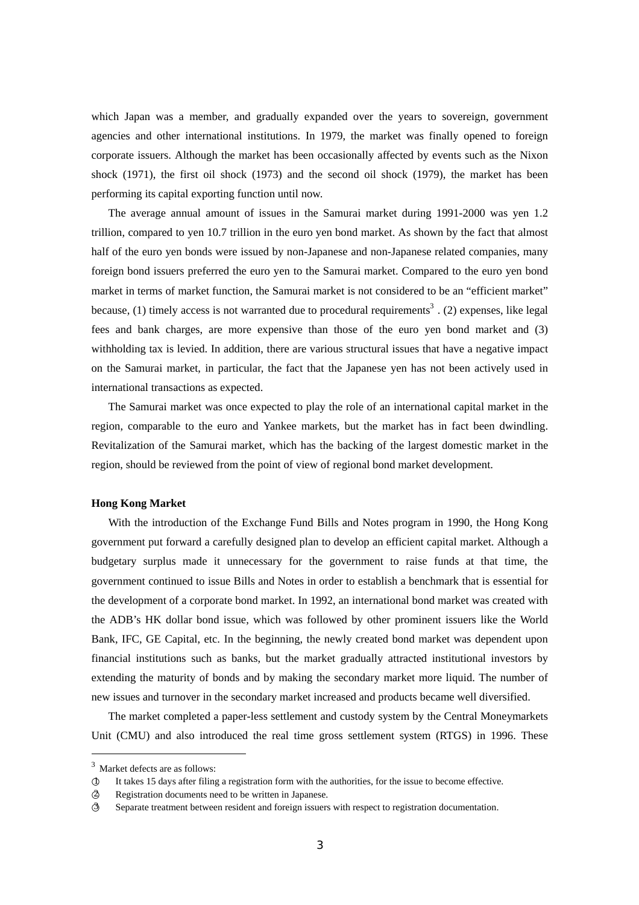which Japan was a member, and gradually expanded over the years to sovereign, government agencies and other international institutions. In 1979, the market was finally opened to foreign corporate issuers. Although the market has been occasionally affected by events such as the Nixon shock (1971), the first oil shock (1973) and the second oil shock (1979), the market has been performing its capital exporting function until now.

The average annual amount of issues in the Samurai market during 1991-2000 was yen 1.2 trillion, compared to yen 10.7 trillion in the euro yen bond market. As shown by the fact that almost half of the euro yen bonds were issued by non-Japanese and non-Japanese related companies, many foreign bond issuers preferred the euro yen to the Samurai market. Compared to the euro yen bond market in terms of market function, the Samurai market is not considered to be an "efficient market" because, (1) timely access is not warranted due to procedural requirements[3] . (2) expenses, like legal fees and bank charges, are more expensive than those of the euro yen bond market and (3) withholding tax is levied. In addition, there are various structural issues that have a negative impact on the Samurai market, in particular, the fact that the Japanese yen has not been actively used in international transactions as expected.

The Samurai market was once expected to play the role of an international capital market in the region, comparable to the euro and Yankee markets, but the market has in fact been dwindling. Revitalization of the Samurai market, which has the backing of the largest domestic market in the region, should be reviewed from the point of view of regional bond market development.

**Hong Kong Market**

With the introduction of the Exchange Fund Bills and Notes program in 1990, the Hong Kong government put forward a carefully designed plan to develop an efficient capital market. Although a budgetary surplus made it unnecessary for the government to raise funds at that time, the government continued to issue Bills and Notes in order to establish a benchmark that is essential for the development of a corporate bond market. In 1992, an international bond market was created with the ADB's HK dollar bond issue, which was followed by other prominent issuers like the World Bank, IFC, GE Capital, etc. In the beginning, the newly created bond market was dependent upon financial institutions such as banks, but the market gradually attracted institutional investors by extending the maturity of bonds and by making the secondary market more liquid. The number of new issues and turnover in the secondary market increased and products became well diversified.

The market completed a paper-less settlement and custody system by the Central Moneymarkets Unit (CMU) and also introduced the real time gross settlement system (RTGS) in 1996. These

---

[3] Market defects are as follows:

① It takes 15 days after filing a registration form with the authorities, for the issue to become effective.

② Registration documents need to be written in Japanese.

③ Separate treatment between resident and foreign issuers with respect to registration documentation.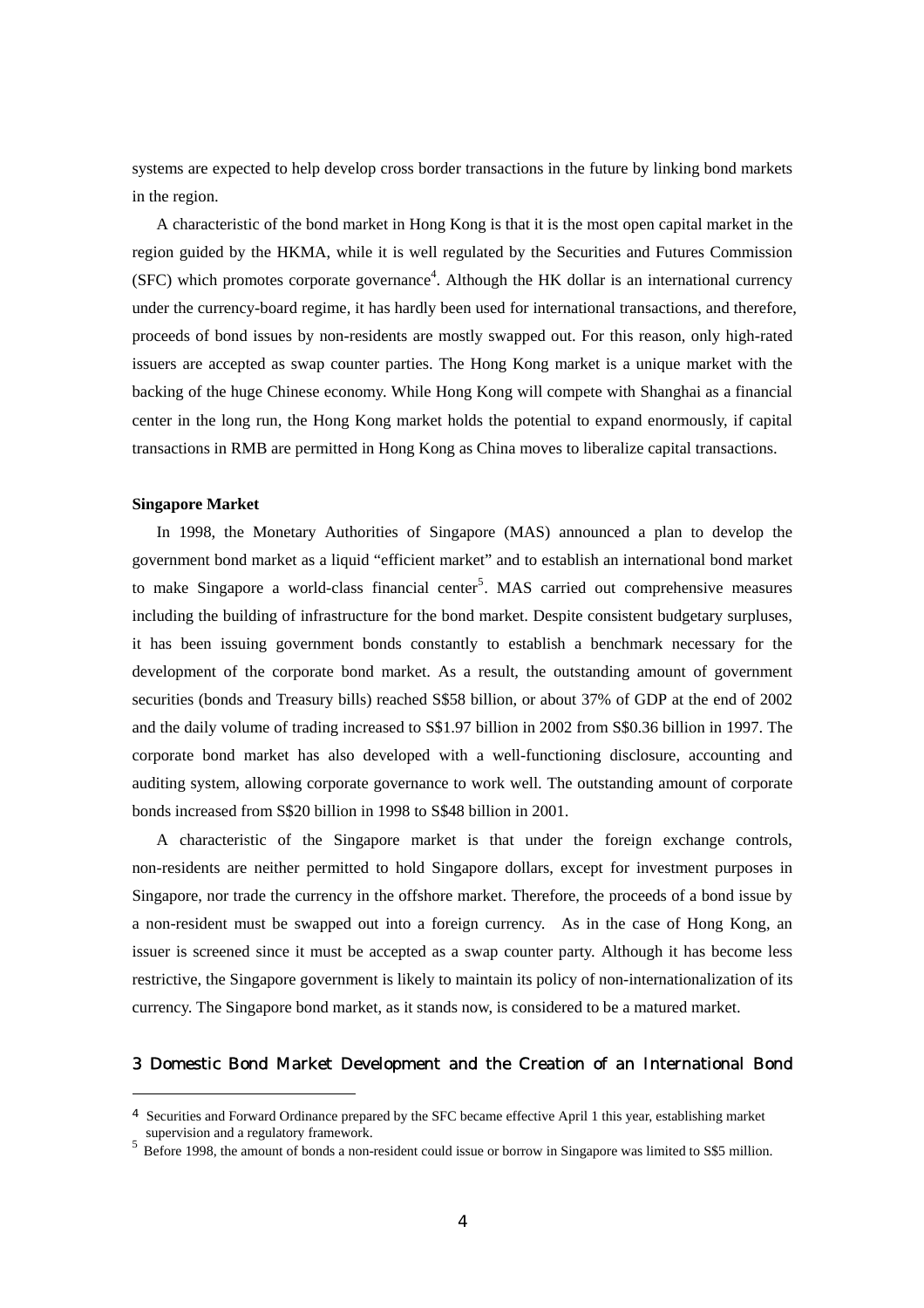systems are expected to help develop cross border transactions in the future by linking bond markets in the region.

A characteristic of the bond market in Hong Kong is that it is the most open capital market in the region guided by the HKMA, while it is well regulated by the Securities and Futures Commission (SFC) which promotes corporate governance[4]. Although the HK dollar is an international currency under the currency-board regime, it has hardly been used for international transactions, and therefore, proceeds of bond issues by non-residents are mostly swapped out. For this reason, only high-rated issuers are accepted as swap counter parties. The Hong Kong market is a unique market with the backing of the huge Chinese economy. While Hong Kong will compete with Shanghai as a financial center in the long run, the Hong Kong market holds the potential to expand enormously, if capital transactions in RMB are permitted in Hong Kong as China moves to liberalize capital transactions.

**Singapore Market**

In 1998, the Monetary Authorities of Singapore (MAS) announced a plan to develop the government bond market as a liquid "efficient market" and to establish an international bond market to make Singapore a world-class financial center[5]. MAS carried out comprehensive measures including the building of infrastructure for the bond market. Despite consistent budgetary surpluses, it has been issuing government bonds constantly to establish a benchmark necessary for the development of the corporate bond market. As a result, the outstanding amount of government securities (bonds and Treasury bills) reached S$58 billion, or about 37% of GDP at the end of 2002 and the daily volume of trading increased to S$1.97 billion in 2002 from S$0.36 billion in 1997. The corporate bond market has also developed with a well-functioning disclosure, accounting and auditing system, allowing corporate governance to work well. The outstanding amount of corporate bonds increased from S$20 billion in 1998 to S$48 billion in 2001.

A characteristic of the Singapore market is that under the foreign exchange controls, non-residents are neither permitted to hold Singapore dollars, except for investment purposes in Singapore, nor trade the currency in the offshore market. Therefore, the proceeds of a bond issue by a non-resident must be swapped out into a foreign currency. As in the case of Hong Kong, an issuer is screened since it must be accepted as a swap counter party. Although it has become less restrictive, the Singapore government is likely to maintain its policy of non-internationalization of its currency. The Singapore bond market, as it stands now, is considered to be a matured market.

## 3 Domestic Bond Market Development and the Creation of an International Bond

---

[4] Securities and Forward Ordinance prepared by the SFC became effective April 1 this year, establishing market supervision and a regulatory framework.

[5] Before 1998, the amount of bonds a non-resident could issue or borrow in Singapore was limited to S$5 million.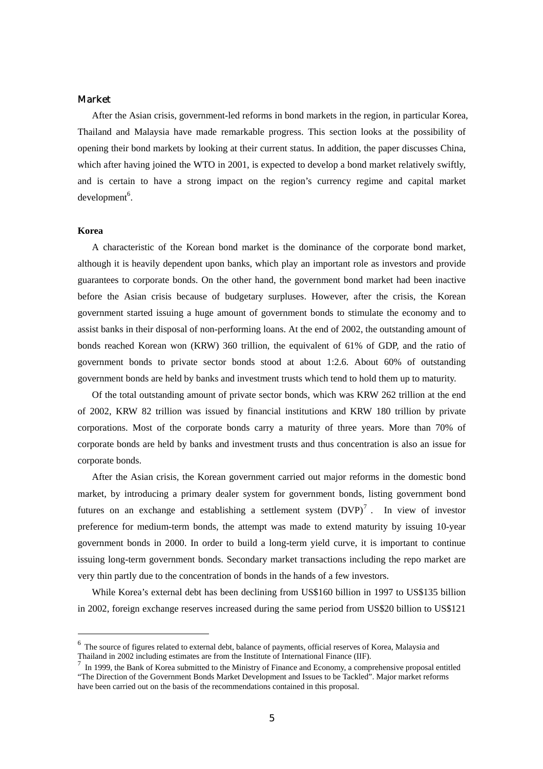## Market

After the Asian crisis, government-led reforms in bond markets in the region, in particular Korea, Thailand and Malaysia have made remarkable progress. This section looks at the possibility of opening their bond markets by looking at their current status. In addition, the paper discusses China, which after having joined the WTO in 2001, is expected to develop a bond market relatively swiftly, and is certain to have a strong impact on the region's currency regime and capital market development[6].

### Korea

A characteristic of the Korean bond market is the dominance of the corporate bond market, although it is heavily dependent upon banks, which play an important role as investors and provide guarantees to corporate bonds. On the other hand, the government bond market had been inactive before the Asian crisis because of budgetary surpluses. However, after the crisis, the Korean government started issuing a huge amount of government bonds to stimulate the economy and to assist banks in their disposal of non-performing loans. At the end of 2002, the outstanding amount of bonds reached Korean won (KRW) 360 trillion, the equivalent of 61% of GDP, and the ratio of government bonds to private sector bonds stood at about 1:2.6. About 60% of outstanding government bonds are held by banks and investment trusts which tend to hold them up to maturity.

Of the total outstanding amount of private sector bonds, which was KRW 262 trillion at the end of 2002, KRW 82 trillion was issued by financial institutions and KRW 180 trillion by private corporations. Most of the corporate bonds carry a maturity of three years. More than 70% of corporate bonds are held by banks and investment trusts and thus concentration is also an issue for corporate bonds.

After the Asian crisis, the Korean government carried out major reforms in the domestic bond market, by introducing a primary dealer system for government bonds, listing government bond futures on an exchange and establishing a settlement system (DVP)[7]. In view of investor preference for medium-term bonds, the attempt was made to extend maturity by issuing 10-year government bonds in 2000. In order to build a long-term yield curve, it is important to continue issuing long-term government bonds. Secondary market transactions including the repo market are very thin partly due to the concentration of bonds in the hands of a few investors.

While Korea's external debt has been declining from US$160 billion in 1997 to US$135 billion in 2002, foreign exchange reserves increased during the same period from US$20 billion to US$121

---

[6] The source of figures related to external debt, balance of payments, official reserves of Korea, Malaysia and Thailand in 2002 including estimates are from the Institute of International Finance (IIF).

[7] In 1999, the Bank of Korea submitted to the Ministry of Finance and Economy, a comprehensive proposal entitled "The Direction of the Government Bonds Market Development and Issues to be Tackled". Major market reforms have been carried out on the basis of the recommendations contained in this proposal.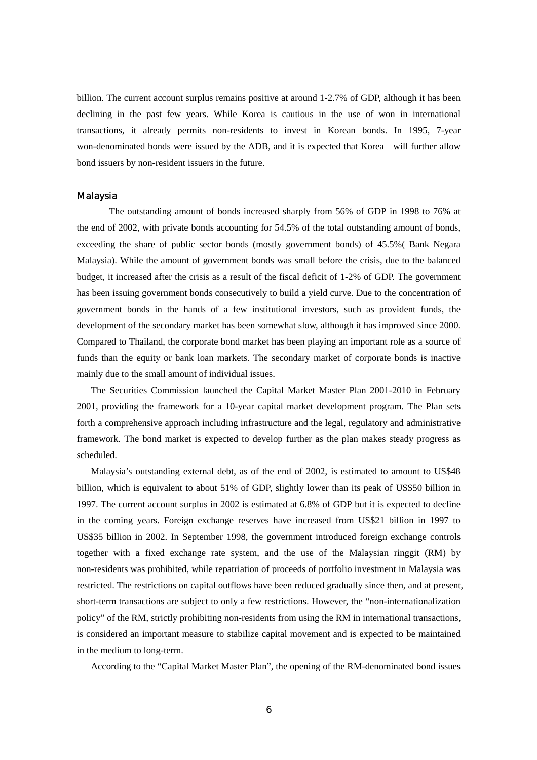billion. The current account surplus remains positive at around 1-2.7% of GDP, although it has been declining in the past few years. While Korea is cautious in the use of won in international transactions, it already permits non-residents to invest in Korean bonds. In 1995, 7-year won-denominated bonds were issued by the ADB, and it is expected that Korea will further allow bond issuers by non-resident issuers in the future.

### Malaysia

The outstanding amount of bonds increased sharply from 56% of GDP in 1998 to 76% at the end of 2002, with private bonds accounting for 54.5% of the total outstanding amount of bonds, exceeding the share of public sector bonds (mostly government bonds) of 45.5%( Bank Negara Malaysia). While the amount of government bonds was small before the crisis, due to the balanced budget, it increased after the crisis as a result of the fiscal deficit of 1-2% of GDP. The government has been issuing government bonds consecutively to build a yield curve. Due to the concentration of government bonds in the hands of a few institutional investors, such as provident funds, the development of the secondary market has been somewhat slow, although it has improved since 2000. Compared to Thailand, the corporate bond market has been playing an important role as a source of funds than the equity or bank loan markets. The secondary market of corporate bonds is inactive mainly due to the small amount of individual issues.

The Securities Commission launched the Capital Market Master Plan 2001-2010 in February 2001, providing the framework for a 10-year capital market development program. The Plan sets forth a comprehensive approach including infrastructure and the legal, regulatory and administrative framework. The bond market is expected to develop further as the plan makes steady progress as scheduled.

Malaysia's outstanding external debt, as of the end of 2002, is estimated to amount to US$48 billion, which is equivalent to about 51% of GDP, slightly lower than its peak of US$50 billion in 1997. The current account surplus in 2002 is estimated at 6.8% of GDP but it is expected to decline in the coming years. Foreign exchange reserves have increased from US$21 billion in 1997 to US$35 billion in 2002. In September 1998, the government introduced foreign exchange controls together with a fixed exchange rate system, and the use of the Malaysian ringgit (RM) by non-residents was prohibited, while repatriation of proceeds of portfolio investment in Malaysia was restricted. The restrictions on capital outflows have been reduced gradually since then, and at present, short-term transactions are subject to only a few restrictions. However, the "non-internationalization policy" of the RM, strictly prohibiting non-residents from using the RM in international transactions, is considered an important measure to stabilize capital movement and is expected to be maintained in the medium to long-term.

According to the "Capital Market Master Plan", the opening of the RM-denominated bond issues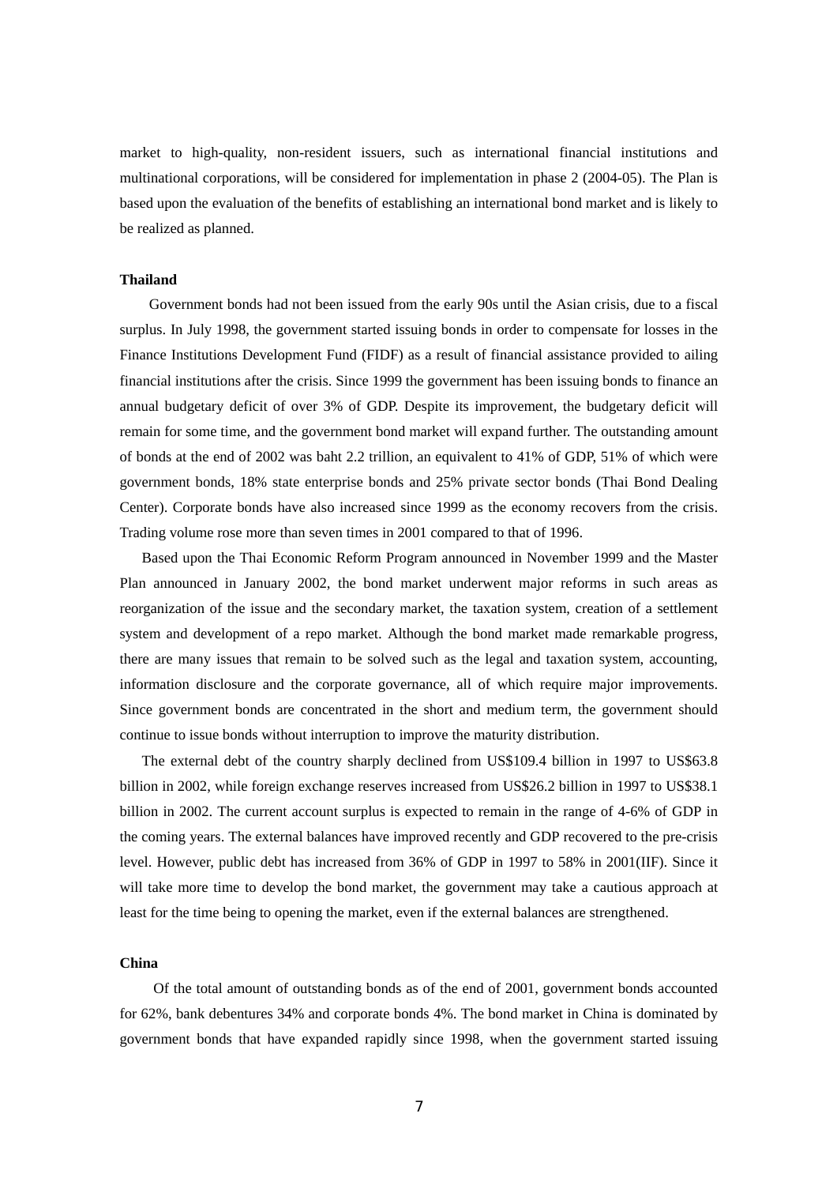market to high-quality, non-resident issuers, such as international financial institutions and multinational corporations, will be considered for implementation in phase 2 (2004-05). The Plan is based upon the evaluation of the benefits of establishing an international bond market and is likely to be realized as planned.

**Thailand**

Government bonds had not been issued from the early 90s until the Asian crisis, due to a fiscal surplus. In July 1998, the government started issuing bonds in order to compensate for losses in the Finance Institutions Development Fund (FIDF) as a result of financial assistance provided to ailing financial institutions after the crisis. Since 1999 the government has been issuing bonds to finance an annual budgetary deficit of over 3% of GDP. Despite its improvement, the budgetary deficit will remain for some time, and the government bond market will expand further. The outstanding amount of bonds at the end of 2002 was baht 2.2 trillion, an equivalent to 41% of GDP, 51% of which were government bonds, 18% state enterprise bonds and 25% private sector bonds (Thai Bond Dealing Center). Corporate bonds have also increased since 1999 as the economy recovers from the crisis. Trading volume rose more than seven times in 2001 compared to that of 1996.

Based upon the Thai Economic Reform Program announced in November 1999 and the Master Plan announced in January 2002, the bond market underwent major reforms in such areas as reorganization of the issue and the secondary market, the taxation system, creation of a settlement system and development of a repo market. Although the bond market made remarkable progress, there are many issues that remain to be solved such as the legal and taxation system, accounting, information disclosure and the corporate governance, all of which require major improvements. Since government bonds are concentrated in the short and medium term, the government should continue to issue bonds without interruption to improve the maturity distribution.

The external debt of the country sharply declined from US$109.4 billion in 1997 to US$63.8 billion in 2002, while foreign exchange reserves increased from US$26.2 billion in 1997 to US$38.1 billion in 2002. The current account surplus is expected to remain in the range of 4-6% of GDP in the coming years. The external balances have improved recently and GDP recovered to the pre-crisis level. However, public debt has increased from 36% of GDP in 1997 to 58% in 2001(IIF). Since it will take more time to develop the bond market, the government may take a cautious approach at least for the time being to opening the market, even if the external balances are strengthened.

**China**

Of the total amount of outstanding bonds as of the end of 2001, government bonds accounted for 62%, bank debentures 34% and corporate bonds 4%. The bond market in China is dominated by government bonds that have expanded rapidly since 1998, when the government started issuing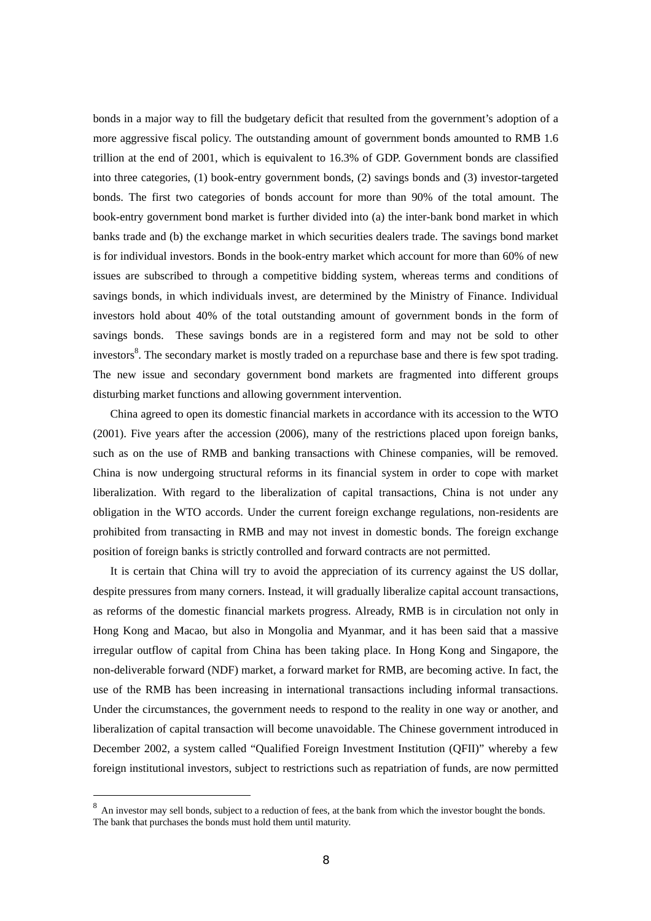bonds in a major way to fill the budgetary deficit that resulted from the government's adoption of a more aggressive fiscal policy. The outstanding amount of government bonds amounted to RMB 1.6 trillion at the end of 2001, which is equivalent to 16.3% of GDP. Government bonds are classified into three categories, (1) book-entry government bonds, (2) savings bonds and (3) investor-targeted bonds. The first two categories of bonds account for more than 90% of the total amount. The book-entry government bond market is further divided into (a) the inter-bank bond market in which banks trade and (b) the exchange market in which securities dealers trade. The savings bond market is for individual investors. Bonds in the book-entry market which account for more than 60% of new issues are subscribed to through a competitive bidding system, whereas terms and conditions of savings bonds, in which individuals invest, are determined by the Ministry of Finance. Individual investors hold about 40% of the total outstanding amount of government bonds in the form of savings bonds. These savings bonds are in a registered form and may not be sold to other investors[8]. The secondary market is mostly traded on a repurchase base and there is few spot trading. The new issue and secondary government bond markets are fragmented into different groups disturbing market functions and allowing government intervention.

China agreed to open its domestic financial markets in accordance with its accession to the WTO (2001). Five years after the accession (2006), many of the restrictions placed upon foreign banks, such as on the use of RMB and banking transactions with Chinese companies, will be removed. China is now undergoing structural reforms in its financial system in order to cope with market liberalization. With regard to the liberalization of capital transactions, China is not under any obligation in the WTO accords. Under the current foreign exchange regulations, non-residents are prohibited from transacting in RMB and may not invest in domestic bonds. The foreign exchange position of foreign banks is strictly controlled and forward contracts are not permitted.

It is certain that China will try to avoid the appreciation of its currency against the US dollar, despite pressures from many corners. Instead, it will gradually liberalize capital account transactions, as reforms of the domestic financial markets progress. Already, RMB is in circulation not only in Hong Kong and Macao, but also in Mongolia and Myanmar, and it has been said that a massive irregular outflow of capital from China has been taking place. In Hong Kong and Singapore, the non-deliverable forward (NDF) market, a forward market for RMB, are becoming active. In fact, the use of the RMB has been increasing in international transactions including informal transactions. Under the circumstances, the government needs to respond to the reality in one way or another, and liberalization of capital transaction will become unavoidable. The Chinese government introduced in December 2002, a system called "Qualified Foreign Investment Institution (QFII)" whereby a few foreign institutional investors, subject to restrictions such as repatriation of funds, are now permitted

---

[8] An investor may sell bonds, subject to a reduction of fees, at the bank from which the investor bought the bonds. The bank that purchases the bonds must hold them until maturity.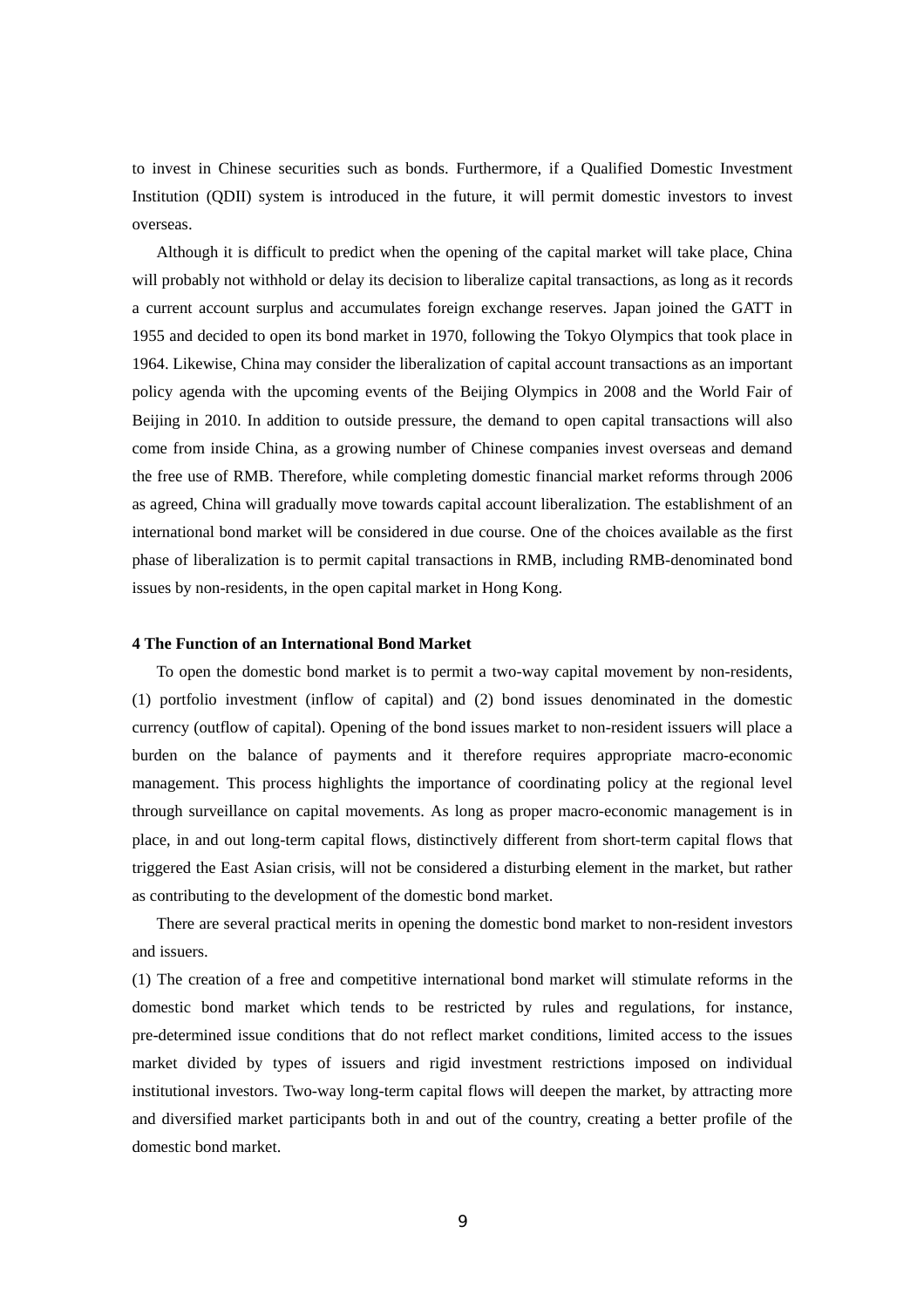to invest in Chinese securities such as bonds. Furthermore, if a Qualified Domestic Investment Institution (QDII) system is introduced in the future, it will permit domestic investors to invest overseas.

Although it is difficult to predict when the opening of the capital market will take place, China will probably not withhold or delay its decision to liberalize capital transactions, as long as it records a current account surplus and accumulates foreign exchange reserves. Japan joined the GATT in 1955 and decided to open its bond market in 1970, following the Tokyo Olympics that took place in 1964. Likewise, China may consider the liberalization of capital account transactions as an important policy agenda with the upcoming events of the Beijing Olympics in 2008 and the World Fair of Beijing in 2010. In addition to outside pressure, the demand to open capital transactions will also come from inside China, as a growing number of Chinese companies invest overseas and demand the free use of RMB. Therefore, while completing domestic financial market reforms through 2006 as agreed, China will gradually move towards capital account liberalization. The establishment of an international bond market will be considered in due course. One of the choices available as the first phase of liberalization is to permit capital transactions in RMB, including RMB-denominated bond issues by non-residents, in the open capital market in Hong Kong.

#### 4 The Function of an International Bond Market

To open the domestic bond market is to permit a two-way capital movement by non-residents, (1) portfolio investment (inflow of capital) and (2) bond issues denominated in the domestic currency (outflow of capital). Opening of the bond issues market to non-resident issuers will place a burden on the balance of payments and it therefore requires appropriate macro-economic management. This process highlights the importance of coordinating policy at the regional level through surveillance on capital movements. As long as proper macro-economic management is in place, in and out long-term capital flows, distinctively different from short-term capital flows that triggered the East Asian crisis, will not be considered a disturbing element in the market, but rather as contributing to the development of the domestic bond market.

There are several practical merits in opening the domestic bond market to non-resident investors and issuers.

(1) The creation of a free and competitive international bond market will stimulate reforms in the domestic bond market which tends to be restricted by rules and regulations, for instance, pre-determined issue conditions that do not reflect market conditions, limited access to the issues market divided by types of issuers and rigid investment restrictions imposed on individual institutional investors. Two-way long-term capital flows will deepen the market, by attracting more and diversified market participants both in and out of the country, creating a better profile of the domestic bond market.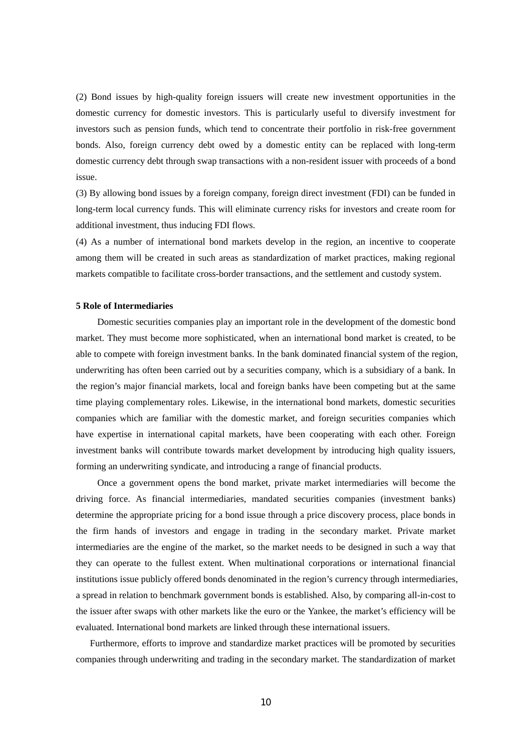(2) Bond issues by high-quality foreign issuers will create new investment opportunities in the domestic currency for domestic investors. This is particularly useful to diversify investment for investors such as pension funds, which tend to concentrate their portfolio in risk-free government bonds. Also, foreign currency debt owed by a domestic entity can be replaced with long-term domestic currency debt through swap transactions with a non-resident issuer with proceeds of a bond issue.

(3) By allowing bond issues by a foreign company, foreign direct investment (FDI) can be funded in long-term local currency funds. This will eliminate currency risks for investors and create room for additional investment, thus inducing FDI flows.

(4) As a number of international bond markets develop in the region, an incentive to cooperate among them will be created in such areas as standardization of market practices, making regional markets compatible to facilitate cross-border transactions, and the settlement and custody system.

**5 Role of Intermediaries**

Domestic securities companies play an important role in the development of the domestic bond market. They must become more sophisticated, when an international bond market is created, to be able to compete with foreign investment banks. In the bank dominated financial system of the region, underwriting has often been carried out by a securities company, which is a subsidiary of a bank. In the region's major financial markets, local and foreign banks have been competing but at the same time playing complementary roles. Likewise, in the international bond markets, domestic securities companies which are familiar with the domestic market, and foreign securities companies which have expertise in international capital markets, have been cooperating with each other. Foreign investment banks will contribute towards market development by introducing high quality issuers, forming an underwriting syndicate, and introducing a range of financial products.

Once a government opens the bond market, private market intermediaries will become the driving force. As financial intermediaries, mandated securities companies (investment banks) determine the appropriate pricing for a bond issue through a price discovery process, place bonds in the firm hands of investors and engage in trading in the secondary market. Private market intermediaries are the engine of the market, so the market needs to be designed in such a way that they can operate to the fullest extent. When multinational corporations or international financial institutions issue publicly offered bonds denominated in the region's currency through intermediaries, a spread in relation to benchmark government bonds is established. Also, by comparing all-in-cost to the issuer after swaps with other markets like the euro or the Yankee, the market's efficiency will be evaluated. International bond markets are linked through these international issuers.

Furthermore, efforts to improve and standardize market practices will be promoted by securities companies through underwriting and trading in the secondary market. The standardization of market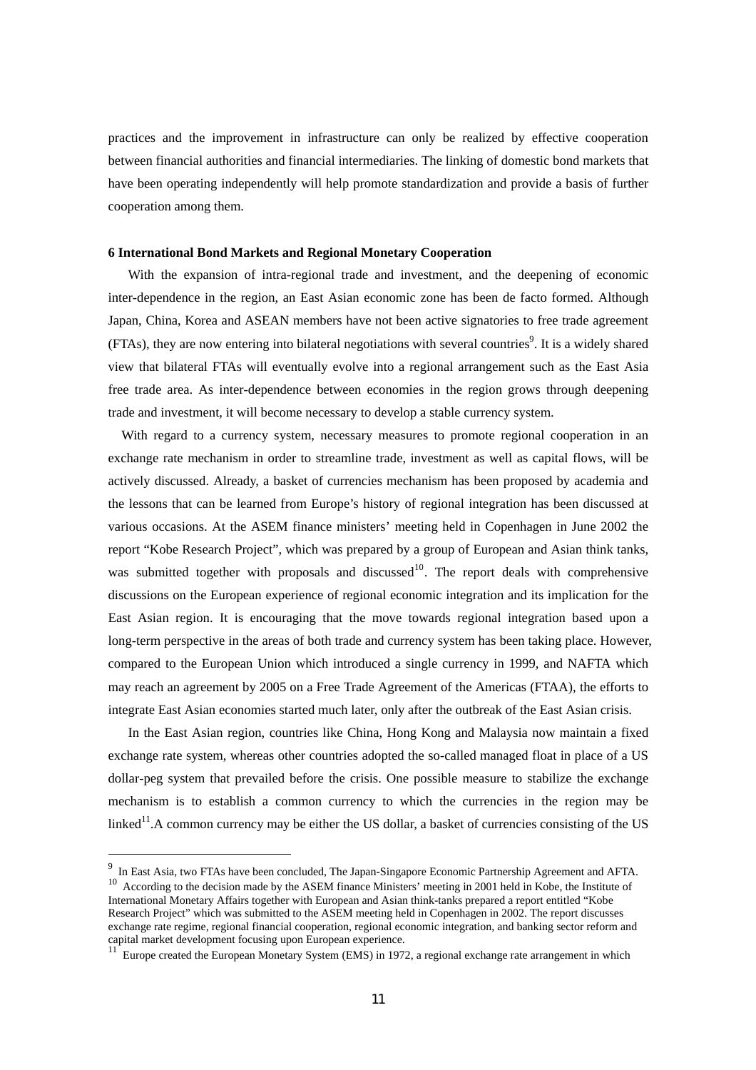practices and the improvement in infrastructure can only be realized by effective cooperation between financial authorities and financial intermediaries. The linking of domestic bond markets that have been operating independently will help promote standardization and provide a basis of further cooperation among them.

### 6 International Bond Markets and Regional Monetary Cooperation

With the expansion of intra-regional trade and investment, and the deepening of economic inter-dependence in the region, an East Asian economic zone has been de facto formed. Although Japan, China, Korea and ASEAN members have not been active signatories to free trade agreement (FTAs), they are now entering into bilateral negotiations with several countries[9]. It is a widely shared view that bilateral FTAs will eventually evolve into a regional arrangement such as the East Asia free trade area. As inter-dependence between economies in the region grows through deepening trade and investment, it will become necessary to develop a stable currency system.

With regard to a currency system, necessary measures to promote regional cooperation in an exchange rate mechanism in order to streamline trade, investment as well as capital flows, will be actively discussed. Already, a basket of currencies mechanism has been proposed by academia and the lessons that can be learned from Europe's history of regional integration has been discussed at various occasions. At the ASEM finance ministers' meeting held in Copenhagen in June 2002 the report "Kobe Research Project", which was prepared by a group of European and Asian think tanks, was submitted together with proposals and discussed[10]. The report deals with comprehensive discussions on the European experience of regional economic integration and its implication for the East Asian region. It is encouraging that the move towards regional integration based upon a long-term perspective in the areas of both trade and currency system has been taking place. However, compared to the European Union which introduced a single currency in 1999, and NAFTA which may reach an agreement by 2005 on a Free Trade Agreement of the Americas (FTAA), the efforts to integrate East Asian economies started much later, only after the outbreak of the East Asian crisis.

In the East Asian region, countries like China, Hong Kong and Malaysia now maintain a fixed exchange rate system, whereas other countries adopted the so-called managed float in place of a US dollar-peg system that prevailed before the crisis. One possible measure to stabilize the exchange mechanism is to establish a common currency to which the currencies in the region may be linked[11].A common currency may be either the US dollar, a basket of currencies consisting of the US

---

[9] In East Asia, two FTAs have been concluded, The Japan-Singapore Economic Partnership Agreement and AFTA.

[10] According to the decision made by the ASEM finance Ministers' meeting in 2001 held in Kobe, the Institute of International Monetary Affairs together with European and Asian think-tanks prepared a report entitled "Kobe Research Project" which was submitted to the ASEM meeting held in Copenhagen in 2002. The report discusses exchange rate regime, regional financial cooperation, regional economic integration, and banking sector reform and capital market development focusing upon European experience.

[11] Europe created the European Monetary System (EMS) in 1972, a regional exchange rate arrangement in which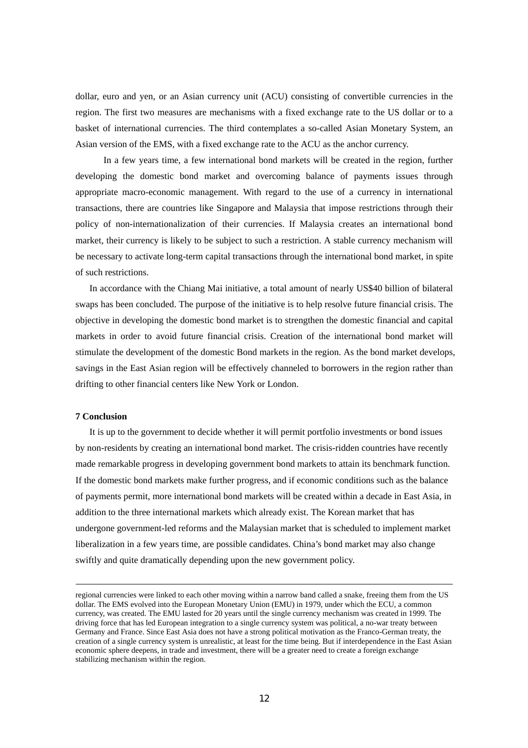dollar, euro and yen, or an Asian currency unit (ACU) consisting of convertible currencies in the region. The first two measures are mechanisms with a fixed exchange rate to the US dollar or to a basket of international currencies. The third contemplates a so-called Asian Monetary System, an Asian version of the EMS, with a fixed exchange rate to the ACU as the anchor currency.

In a few years time, a few international bond markets will be created in the region, further developing the domestic bond market and overcoming balance of payments issues through appropriate macro-economic management. With regard to the use of a currency in international transactions, there are countries like Singapore and Malaysia that impose restrictions through their policy of non-internationalization of their currencies. If Malaysia creates an international bond market, their currency is likely to be subject to such a restriction. A stable currency mechanism will be necessary to activate long-term capital transactions through the international bond market, in spite of such restrictions.

In accordance with the Chiang Mai initiative, a total amount of nearly US$40 billion of bilateral swaps has been concluded. The purpose of the initiative is to help resolve future financial crisis. The objective in developing the domestic bond market is to strengthen the domestic financial and capital markets in order to avoid future financial crisis. Creation of the international bond market will stimulate the development of the domestic Bond markets in the region. As the bond market develops, savings in the East Asian region will be effectively channeled to borrowers in the region rather than drifting to other financial centers like New York or London.

**7 Conclusion**

It is up to the government to decide whether it will permit portfolio investments or bond issues by non-residents by creating an international bond market. The crisis-ridden countries have recently made remarkable progress in developing government bond markets to attain its benchmark function. If the domestic bond markets make further progress, and if economic conditions such as the balance of payments permit, more international bond markets will be created within a decade in East Asia, in addition to the three international markets which already exist. The Korean market that has undergone government-led reforms and the Malaysian market that is scheduled to implement market liberalization in a few years time, are possible candidates. China's bond market may also change swiftly and quite dramatically depending upon the new government policy.

---

regional currencies were linked to each other moving within a narrow band called a snake, freeing them from the US dollar. The EMS evolved into the European Monetary Union (EMU) in 1979, under which the ECU, a common currency, was created. The EMU lasted for 20 years until the single currency mechanism was created in 1999. The driving force that has led European integration to a single currency system was political, a no-war treaty between Germany and France. Since East Asia does not have a strong political motivation as the Franco-German treaty, the creation of a single currency system is unrealistic, at least for the time being. But if interdependence in the East Asian economic sphere deepens, in trade and investment, there will be a greater need to create a foreign exchange stabilizing mechanism within the region.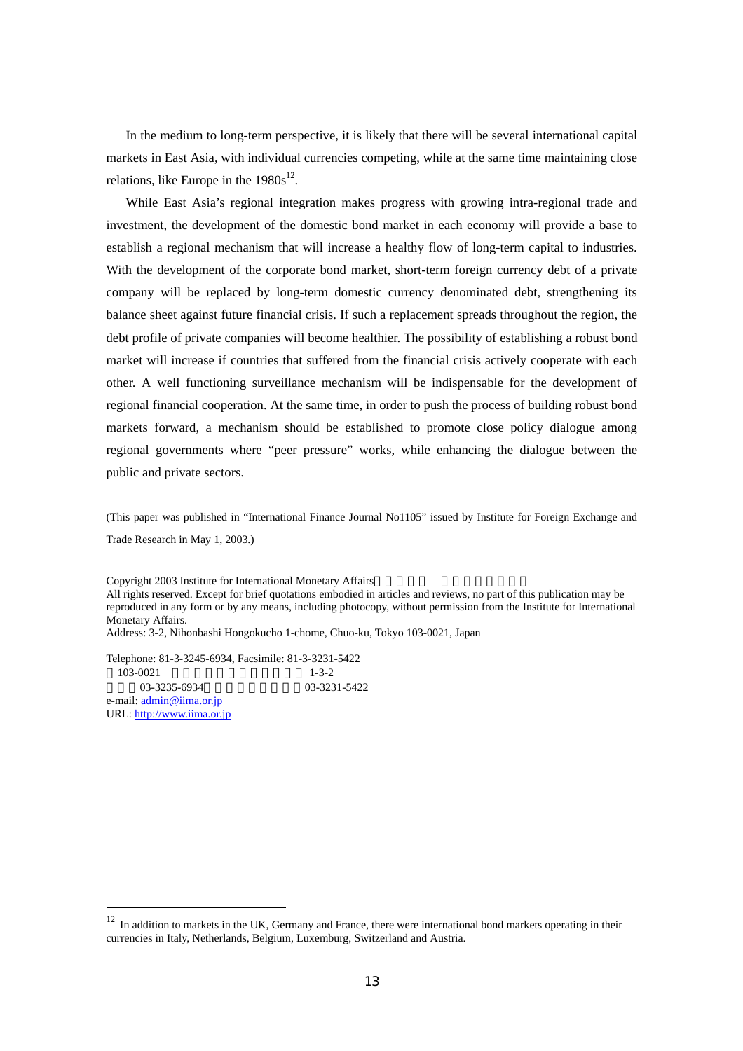In the medium to long-term perspective, it is likely that there will be several international capital markets in East Asia, with individual currencies competing, while at the same time maintaining close relations, like Europe in the 1980s[12].

While East Asia's regional integration makes progress with growing intra-regional trade and investment, the development of the domestic bond market in each economy will provide a base to establish a regional mechanism that will increase a healthy flow of long-term capital to industries. With the development of the corporate bond market, short-term foreign currency debt of a private company will be replaced by long-term domestic currency denominated debt, strengthening its balance sheet against future financial crisis. If such a replacement spreads throughout the region, the debt profile of private companies will become healthier. The possibility of establishing a robust bond market will increase if countries that suffered from the financial crisis actively cooperate with each other. A well functioning surveillance mechanism will be indispensable for the development of regional financial cooperation. At the same time, in order to push the process of building robust bond markets forward, a mechanism should be established to promote close policy dialogue among regional governments where "peer pressure" works, while enhancing the dialogue between the public and private sectors.

(This paper was published in "International Finance Journal No1105" issued by Institute for Foreign Exchange and Trade Research in May 1, 2003.)

Copyright 2003 Institute for International Monetary Affairs
All rights reserved. Except for brief quotations embodied in articles and reviews, no part of this publication may be reproduced in any form or by any means, including photocopy, without permission from the Institute for International Monetary Affairs.
Address: 3-2, Nihonbashi Hongokucho 1-chome, Chuo-ku, Tokyo 103-0021, Japan

Telephone: 81-3-3245-6934, Facsimile: 81-3-3231-5422
103-0021 1-3-2
03-3235-6934 03-3231-5422
e-mail: admin@iima.or.jp
URL: http://www.iima.or.jp

[12] In addition to markets in the UK, Germany and France, there were international bond markets operating in their currencies in Italy, Netherlands, Belgium, Luxemburg, Switzerland and Austria.